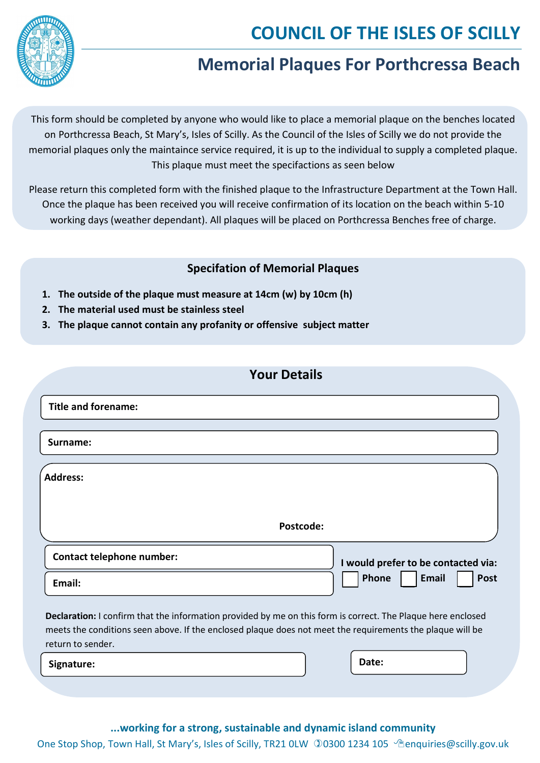# COUNCIL OF THE ISLES OF SCILLY

## Memorial Plaques For Porthcressa Beach

This form should be completed by anyone who would like to place a memorial plaque on the benches located on Porthcressa Beach, St Mary's, Isles of Scilly. As the Council of the Isles of Scilly we do not provide the memorial plaques only the maintaince service required, it is up to the individual to supply a completed plaque. This plaque must meet the specifactions as seen below

Please return this completed form with the finished plaque to the Infrastructure Department at the Town Hall. Once the plaque has been received you will receive confirmation of its location on the beach within 5-10 working days (weather dependant). All plaques will be placed on Porthcressa Benches free of charge.

### Specifation of Memorial Plaques

1. **The outside of the plaque must measure at 14cm (w) by 10cm (h)**
2. **The material used must be stainless steel**
3. **The plaque cannot contain any profanity or offensive subject matter**

### Your Details

**Title and forename:**

**Surname:**

**Address:**

**Postcode:**

**Contact telephone number:**

**Email:**

**I would prefer to be contacted via:**

☐ **Phone** ☐ **Email** ☐ **Post**

**Declaration:** I confirm that the information provided by me on this form is correct. The Plaque here enclosed meets the conditions seen above. If the enclosed plaque does not meet the requirements the plaque will be return to sender.

**Signature:**

**Date:**

**...working for a strong, sustainable and dynamic island community**

One Stop Shop, Town Hall, St Mary's, Isles of Scilly, TR21 0LW 0300 1234 105 enquiries@scilly.gov.uk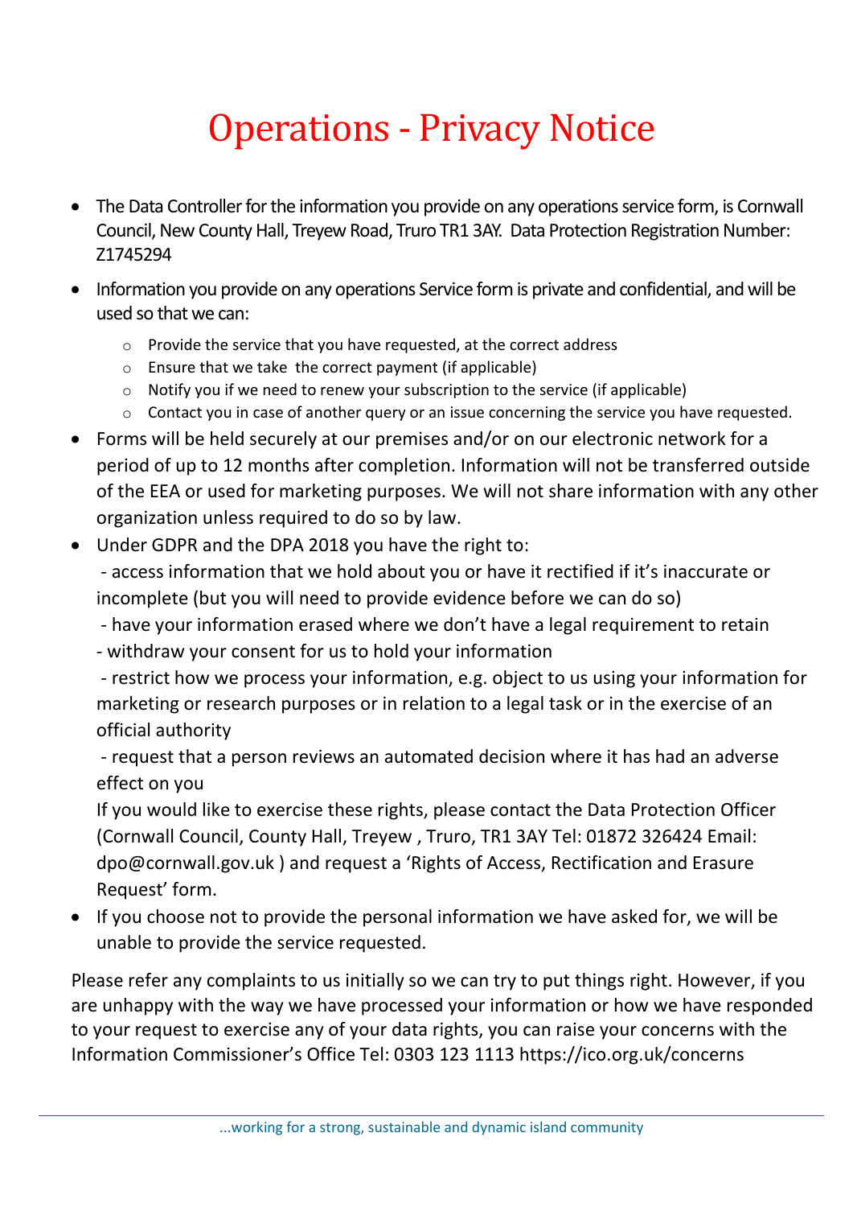# Operations - Privacy Notice

- The Data Controller for the information you provide on any operations service form, is Cornwall Council, New County Hall, Treyew Road, Truro TR1 3AY. Data Protection Registration Number: Z1745294
- Information you provide on any operations Service form is private and confidential, and will be used so that we can:
  - Provide the service that you have requested, at the correct address
  - Ensure that we take the correct payment (if applicable)
  - Notify you if we need to renew your subscription to the service (if applicable)
  - Contact you in case of another query or an issue concerning the service you have requested.
- Forms will be held securely at our premises and/or on our electronic network for a period of up to 12 months after completion. Information will not be transferred outside of the EEA or used for marketing purposes. We will not share information with any other organization unless required to do so by law.
- Under GDPR and the DPA 2018 you have the right to:
  - access information that we hold about you or have it rectified if it's inaccurate or incomplete (but you will need to provide evidence before we can do so)
  - have your information erased where we don't have a legal requirement to retain
  - withdraw your consent for us to hold your information
  - restrict how we process your information, e.g. object to us using your information for marketing or research purposes or in relation to a legal task or in the exercise of an official authority
  - request that a person reviews an automated decision where it has had an adverse effect on you

  If you would like to exercise these rights, please contact the Data Protection Officer (Cornwall Council, County Hall, Treyew , Truro, TR1 3AY Tel: 01872 326424 Email: dpo@cornwall.gov.uk ) and request a 'Rights of Access, Rectification and Erasure Request' form.
- If you choose not to provide the personal information we have asked for, we will be unable to provide the service requested.

Please refer any complaints to us initially so we can try to put things right. However, if you are unhappy with the way we have processed your information or how we have responded to your request to exercise any of your data rights, you can raise your concerns with the Information Commissioner's Office Tel: 0303 123 1113 https://ico.org.uk/concerns